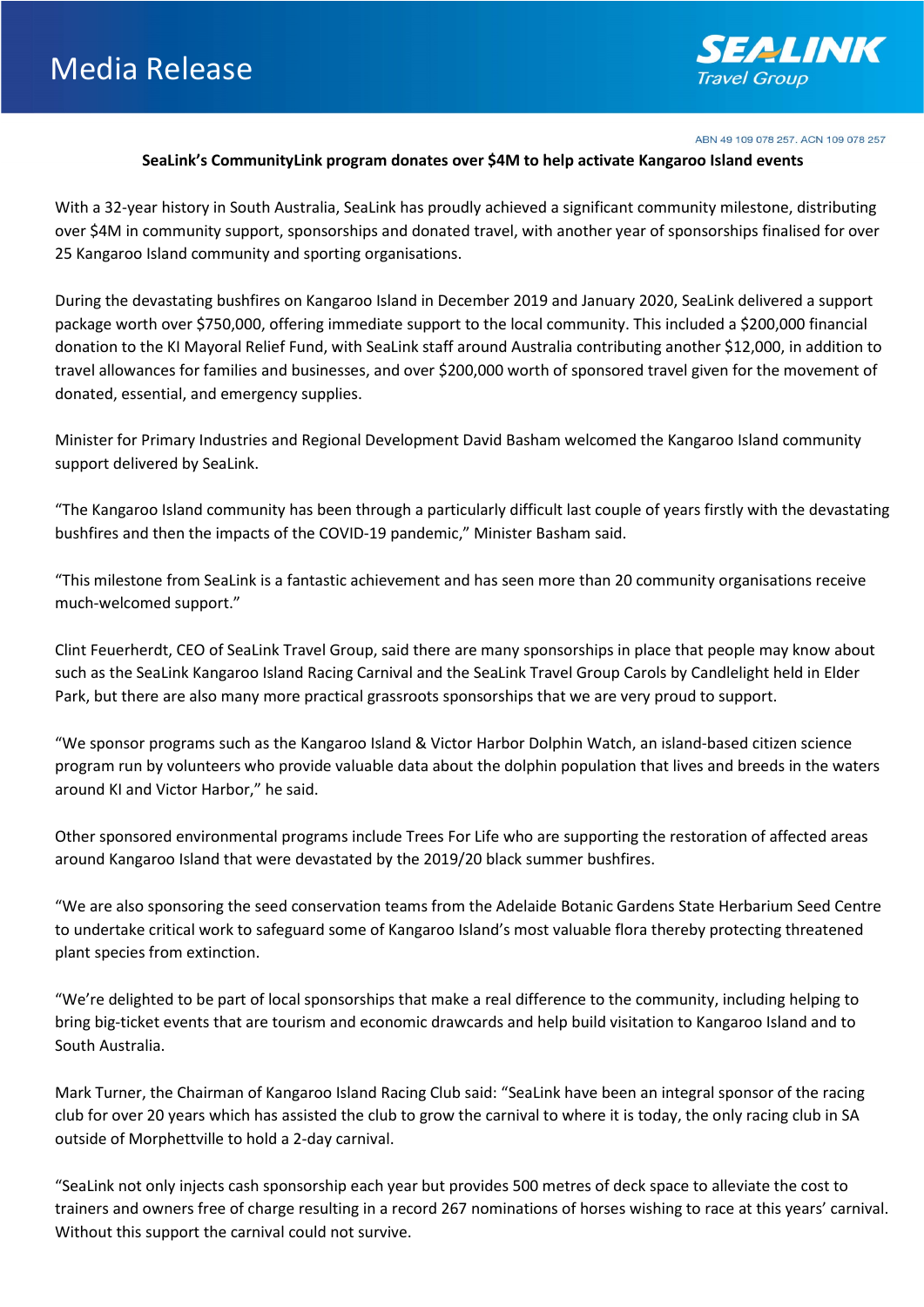# Media Release

SEALINK Travel Group

ABN 49 109 078 257. ACN 109 078 257

**SeaLink's CommunityLink program donates over $4M to help activate Kangaroo Island events**

With a 32-year history in South Australia, SeaLink has proudly achieved a significant community milestone, distributing over $4M in community support, sponsorships and donated travel, with another year of sponsorships finalised for over 25 Kangaroo Island community and sporting organisations.

During the devastating bushfires on Kangaroo Island in December 2019 and January 2020, SeaLink delivered a support package worth over $750,000, offering immediate support to the local community. This included a $200,000 financial donation to the KI Mayoral Relief Fund, with SeaLink staff around Australia contributing another $12,000, in addition to travel allowances for families and businesses, and over $200,000 worth of sponsored travel given for the movement of donated, essential, and emergency supplies.

Minister for Primary Industries and Regional Development David Basham welcomed the Kangaroo Island community support delivered by SeaLink.

"The Kangaroo Island community has been through a particularly difficult last couple of years firstly with the devastating bushfires and then the impacts of the COVID-19 pandemic," Minister Basham said.

"This milestone from SeaLink is a fantastic achievement and has seen more than 20 community organisations receive much-welcomed support."

Clint Feuerherdt, CEO of SeaLink Travel Group, said there are many sponsorships in place that people may know about such as the SeaLink Kangaroo Island Racing Carnival and the SeaLink Travel Group Carols by Candlelight held in Elder Park, but there are also many more practical grassroots sponsorships that we are very proud to support.

"We sponsor programs such as the Kangaroo Island & Victor Harbor Dolphin Watch, an island-based citizen science program run by volunteers who provide valuable data about the dolphin population that lives and breeds in the waters around KI and Victor Harbor," he said.

Other sponsored environmental programs include Trees For Life who are supporting the restoration of affected areas around Kangaroo Island that were devastated by the 2019/20 black summer bushfires.

"We are also sponsoring the seed conservation teams from the Adelaide Botanic Gardens State Herbarium Seed Centre to undertake critical work to safeguard some of Kangaroo Island's most valuable flora thereby protecting threatened plant species from extinction.

"We're delighted to be part of local sponsorships that make a real difference to the community, including helping to bring big-ticket events that are tourism and economic drawcards and help build visitation to Kangaroo Island and to South Australia.

Mark Turner, the Chairman of Kangaroo Island Racing Club said: "SeaLink have been an integral sponsor of the racing club for over 20 years which has assisted the club to grow the carnival to where it is today, the only racing club in SA outside of Morphettville to hold a 2-day carnival.

"SeaLink not only injects cash sponsorship each year but provides 500 metres of deck space to alleviate the cost to trainers and owners free of charge resulting in a record 267 nominations of horses wishing to race at this years' carnival. Without this support the carnival could not survive.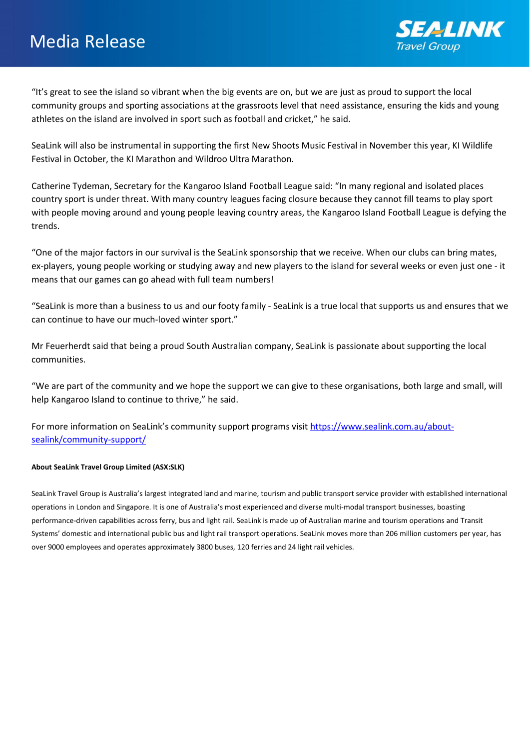"It's great to see the island so vibrant when the big events are on, but we are just as proud to support the local community groups and sporting associations at the grassroots level that need assistance, ensuring the kids and young athletes on the island are involved in sport such as football and cricket," he said.

SeaLink will also be instrumental in supporting the first New Shoots Music Festival in November this year, KI Wildlife Festival in October, the KI Marathon and Wildroo Ultra Marathon.

Catherine Tydeman, Secretary for the Kangaroo Island Football League said: "In many regional and isolated places country sport is under threat. With many country leagues facing closure because they cannot fill teams to play sport with people moving around and young people leaving country areas, the Kangaroo Island Football League is defying the trends.

"One of the major factors in our survival is the SeaLink sponsorship that we receive. When our clubs can bring mates, ex-players, young people working or studying away and new players to the island for several weeks or even just one - it means that our games can go ahead with full team numbers!

"SeaLink is more than a business to us and our footy family - SeaLink is a true local that supports us and ensures that we can continue to have our much-loved winter sport."

Mr Feuerherdt said that being a proud South Australian company, SeaLink is passionate about supporting the local communities.

"We are part of the community and we hope the support we can give to these organisations, both large and small, will help Kangaroo Island to continue to thrive," he said.

For more information on SeaLink's community support programs visit [https://www.sealink.com.au/about-sealink/community-support/](https://www.sealink.com.au/about-sealink/community-support/)

**About SeaLink Travel Group Limited (ASX:SLK)**

SeaLink Travel Group is Australia's largest integrated land and marine, tourism and public transport service provider with established international operations in London and Singapore. It is one of Australia's most experienced and diverse multi-modal transport businesses, boasting performance-driven capabilities across ferry, bus and light rail. SeaLink is made up of Australian marine and tourism operations and Transit Systems' domestic and international public bus and light rail transport operations. SeaLink moves more than 206 million customers per year, has over 9000 employees and operates approximately 3800 buses, 120 ferries and 24 light rail vehicles.